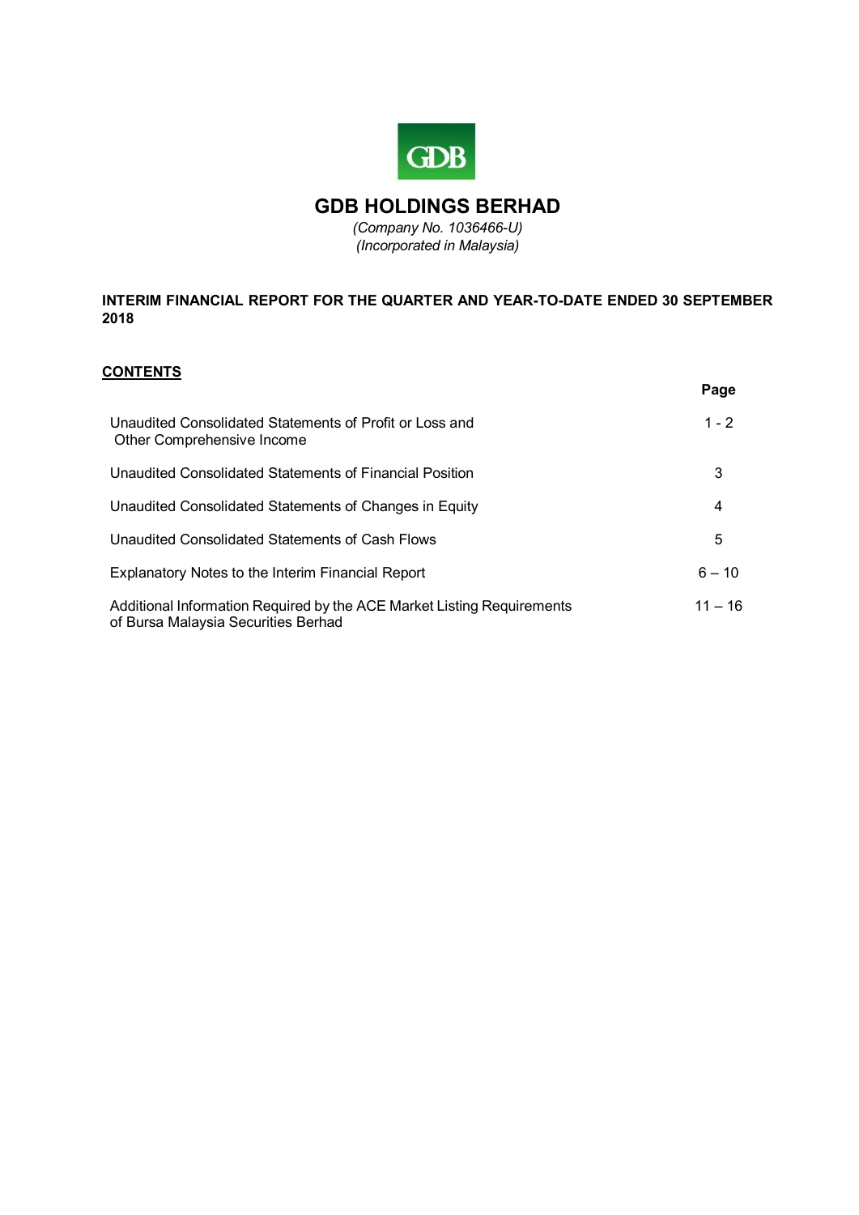# GDB HOLDINGS BERHAD

*(Company No. 1036466-U)*
*(Incorporated in Malaysia)*

**INTERIM FINANCIAL REPORT FOR THE QUARTER AND YEAR-TO-DATE ENDED 30 SEPTEMBER 2018**

**CONTENTS**

| | Page |
|---|---|
| Unaudited Consolidated Statements of Profit or Loss and Other Comprehensive Income | 1 - 2 |
| Unaudited Consolidated Statements of Financial Position | 3 |
| Unaudited Consolidated Statements of Changes in Equity | 4 |
| Unaudited Consolidated Statements of Cash Flows | 5 |
| Explanatory Notes to the Interim Financial Report | 6 – 10 |
| Additional Information Required by the ACE Market Listing Requirements of Bursa Malaysia Securities Berhad | 11 – 16 |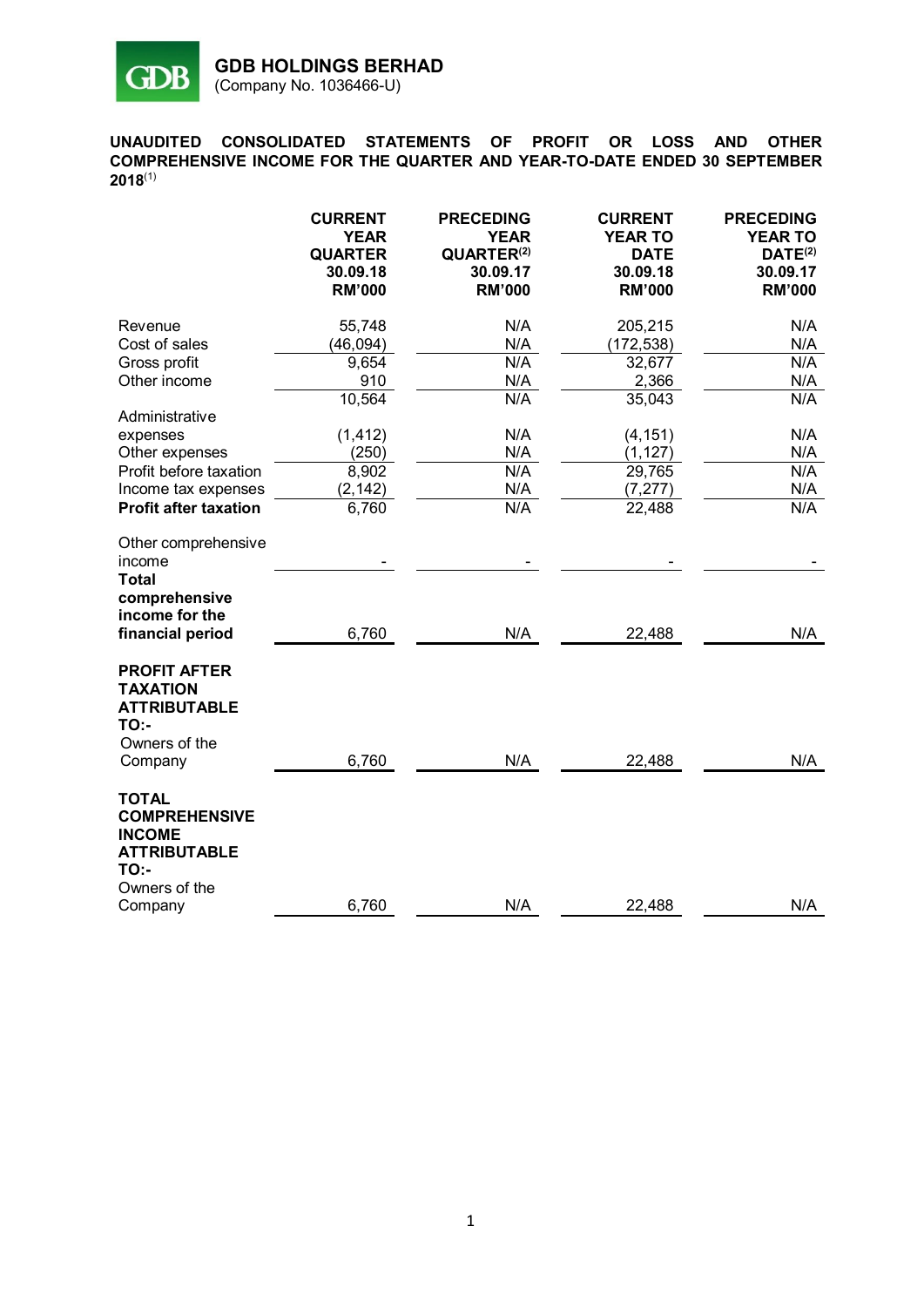**GDB HOLDINGS BERHAD**
(Company No. 1036466-U)

**UNAUDITED CONSOLIDATED STATEMENTS OF PROFIT OR LOSS AND OTHER COMPREHENSIVE INCOME FOR THE QUARTER AND YEAR-TO-DATE ENDED 30 SEPTEMBER 2018[(1)]**

| | CURRENT YEAR QUARTER 30.09.18 RM'000 | PRECEDING YEAR QUARTER[(2)] 30.09.17 RM'000 | CURRENT YEAR TO DATE 30.09.18 RM'000 | PRECEDING YEAR TO DATE[(2)] 30.09.17 RM'000 |
|---|---|---|---|---|
| Revenue | 55,748 | N/A | 205,215 | N/A |
| Cost of sales | (46,094) | N/A | (172,538) | N/A |
| Gross profit | 9,654 | N/A | 32,677 | N/A |
| Other income | 910 | N/A | 2,366 | N/A |
| | 10,564 | N/A | 35,043 | N/A |
| Administrative expenses | (1,412) | N/A | (4,151) | N/A |
| Other expenses | (250) | N/A | (1,127) | N/A |
| Profit before taxation | 8,902 | N/A | 29,765 | N/A |
| Income tax expenses | (2,142) | N/A | (7,277) | N/A |
| **Profit after taxation** | 6,760 | N/A | 22,488 | N/A |
| Other comprehensive income | - | - | - | - |
| **Total comprehensive income for the financial period** | 6,760 | N/A | 22,488 | N/A |
| **PROFIT AFTER TAXATION ATTRIBUTABLE TO:-** | | | | |
| Owners of the Company | 6,760 | N/A | 22,488 | N/A |
| **TOTAL COMPREHENSIVE INCOME ATTRIBUTABLE TO:-** | | | | |
| Owners of the Company | 6,760 | N/A | 22,488 | N/A |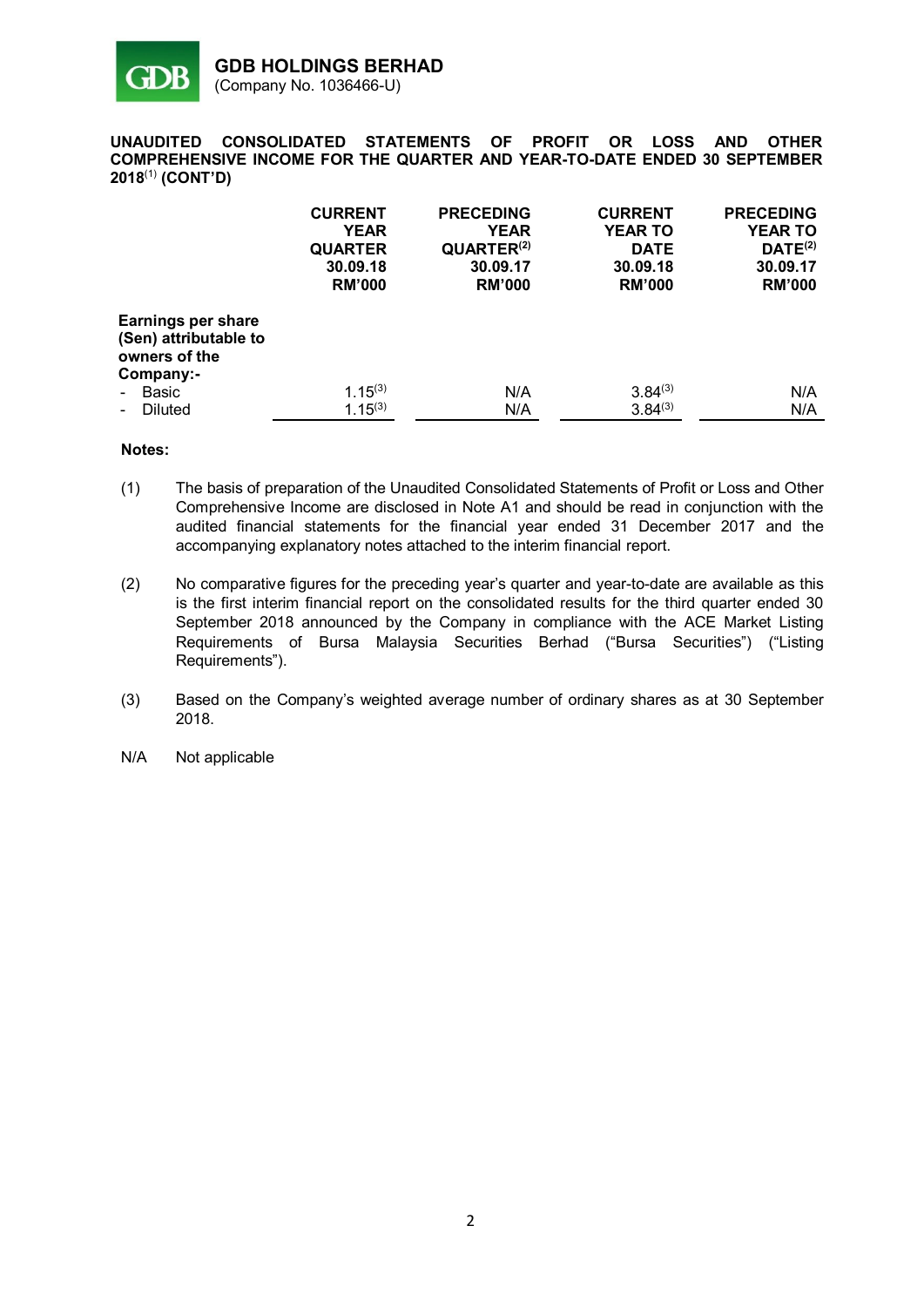**GDB HOLDINGS BERHAD**
(Company No. 1036466-U)

**UNAUDITED CONSOLIDATED STATEMENTS OF PROFIT OR LOSS AND OTHER COMPREHENSIVE INCOME FOR THE QUARTER AND YEAR-TO-DATE ENDED 30 SEPTEMBER 2018[(1)] (CONT'D)**

| | CURRENT YEAR QUARTER 30.09.18 RM'000 | PRECEDING YEAR QUARTER[(2)] 30.09.17 RM'000 | CURRENT YEAR TO DATE 30.09.18 RM'000 | PRECEDING YEAR TO DATE[(2)] 30.09.17 RM'000 |
|---|---|---|---|---|
| **Earnings per share (Sen) attributable to owners of the Company:-** | | | | |
| - Basic | 1.15[(3)] | N/A | 3.84[(3)] | N/A |
| - Diluted | 1.15[(3)] | N/A | 3.84[(3)] | N/A |

**Notes:**

(1) The basis of preparation of the Unaudited Consolidated Statements of Profit or Loss and Other Comprehensive Income are disclosed in Note A1 and should be read in conjunction with the audited financial statements for the financial year ended 31 December 2017 and the accompanying explanatory notes attached to the interim financial report.

(2) No comparative figures for the preceding year's quarter and year-to-date are available as this is the first interim financial report on the consolidated results for the third quarter ended 30 September 2018 announced by the Company in compliance with the ACE Market Listing Requirements of Bursa Malaysia Securities Berhad ("Bursa Securities") ("Listing Requirements").

(3) Based on the Company's weighted average number of ordinary shares as at 30 September 2018.

N/A Not applicable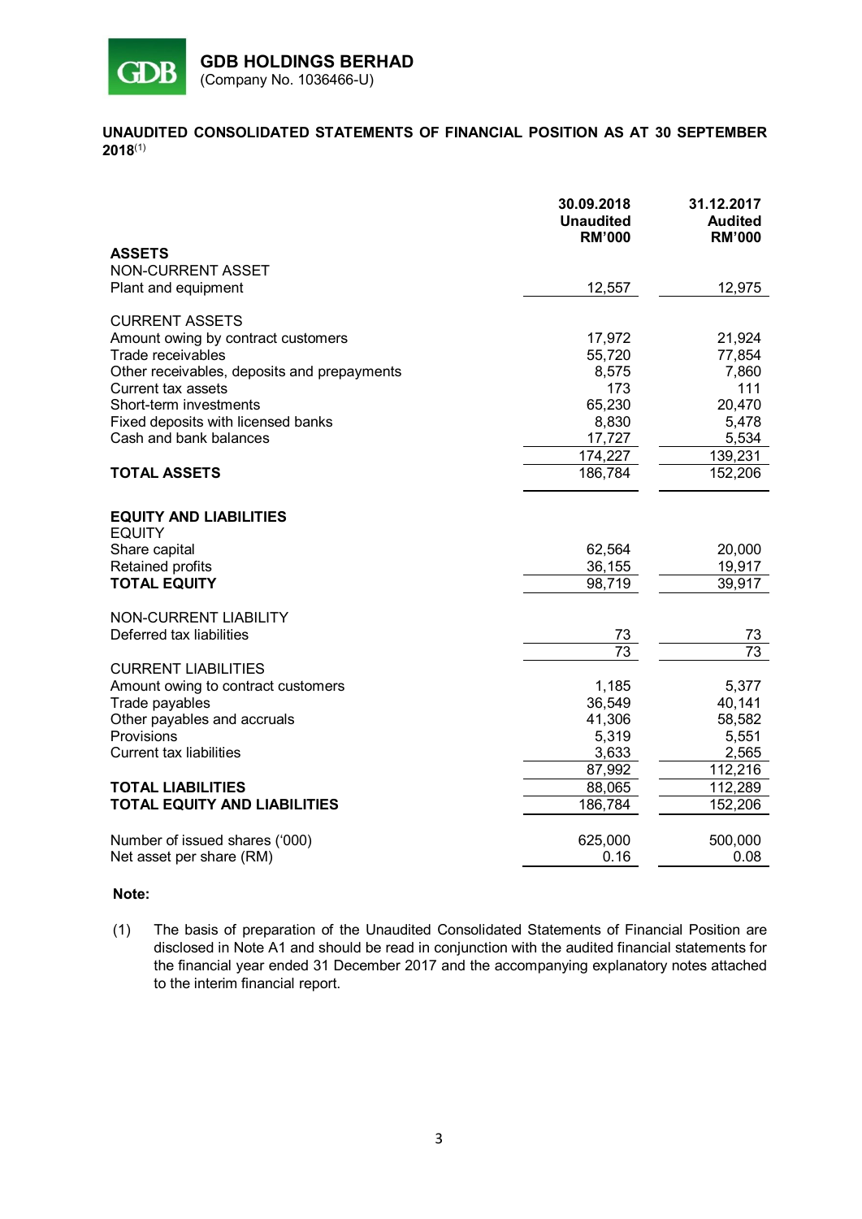**GDB HOLDINGS BERHAD**
(Company No. 1036466-U)

## UNAUDITED CONSOLIDATED STATEMENTS OF FINANCIAL POSITION AS AT 30 SEPTEMBER 2018[1]

| | 30.09.2018 Unaudited RM'000 | 31.12.2017 Audited RM'000 |
|---|---|---|
| **ASSETS** | | |
| NON-CURRENT ASSET | | |
| Plant and equipment | 12,557 | 12,975 |
| | | |
| CURRENT ASSETS | | |
| Amount owing by contract customers | 17,972 | 21,924 |
| Trade receivables | 55,720 | 77,854 |
| Other receivables, deposits and prepayments | 8,575 | 7,860 |
| Current tax assets | 173 | 111 |
| Short-term investments | 65,230 | 20,470 |
| Fixed deposits with licensed banks | 8,830 | 5,478 |
| Cash and bank balances | 17,727 | 5,534 |
| | 174,227 | 139,231 |
| **TOTAL ASSETS** | 186,784 | 152,206 |
| | | |
| **EQUITY AND LIABILITIES** | | |
| EQUITY | | |
| Share capital | 62,564 | 20,000 |
| Retained profits | 36,155 | 19,917 |
| **TOTAL EQUITY** | 98,719 | 39,917 |
| | | |
| NON-CURRENT LIABILITY | | |
| Deferred tax liabilities | 73 | 73 |
| | 73 | 73 |
| CURRENT LIABILITIES | | |
| Amount owing to contract customers | 1,185 | 5,377 |
| Trade payables | 36,549 | 40,141 |
| Other payables and accruals | 41,306 | 58,582 |
| Provisions | 5,319 | 5,551 |
| Current tax liabilities | 3,633 | 2,565 |
| | 87,992 | 112,216 |
| **TOTAL LIABILITIES** | 88,065 | 112,289 |
| **TOTAL EQUITY AND LIABILITIES** | 186,784 | 152,206 |
| | | |
| Number of issued shares ('000) | 625,000 | 500,000 |
| Net asset per share (RM) | 0.16 | 0.08 |

**Note:**

(1) The basis of preparation of the Unaudited Consolidated Statements of Financial Position are disclosed in Note A1 and should be read in conjunction with the audited financial statements for the financial year ended 31 December 2017 and the accompanying explanatory notes attached to the interim financial report.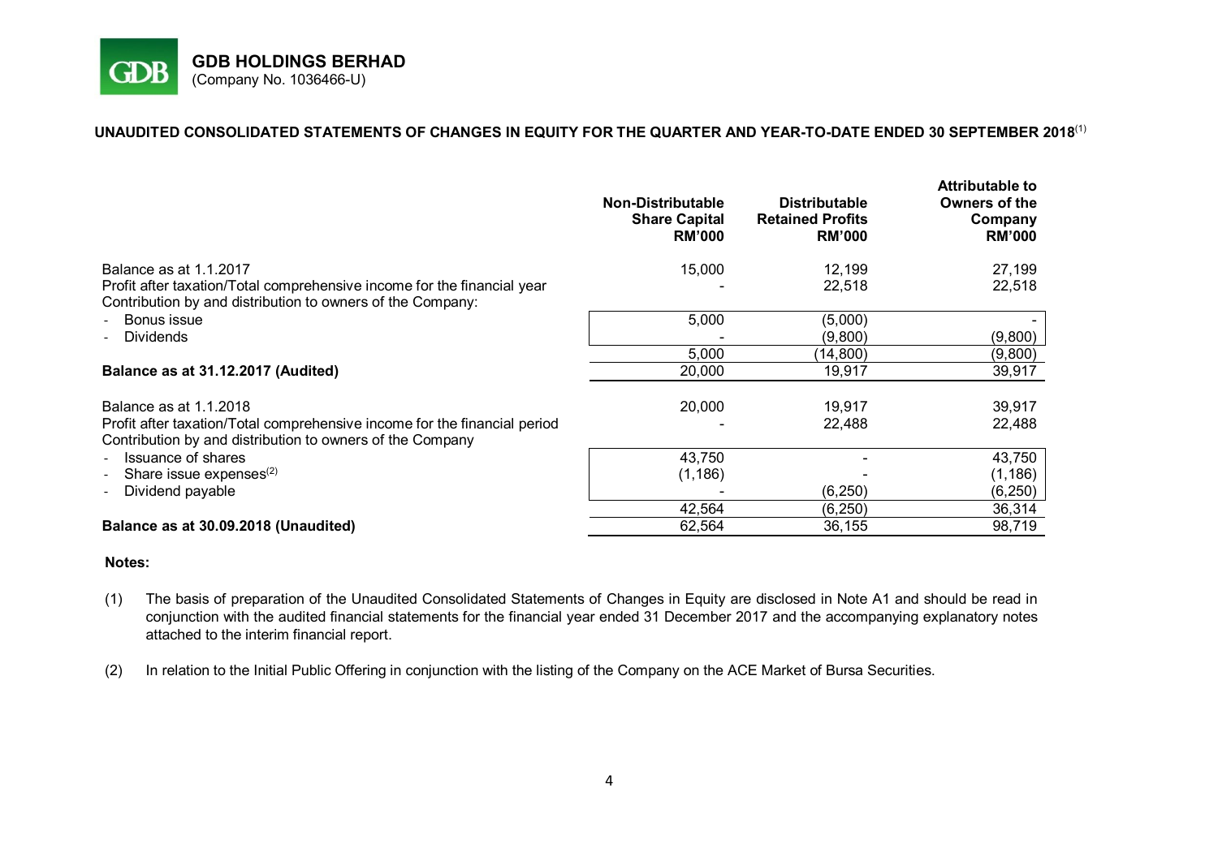**GDB HOLDINGS BERHAD**
(Company No. 1036466-U)

## UNAUDITED CONSOLIDATED STATEMENTS OF CHANGES IN EQUITY FOR THE QUARTER AND YEAR-TO-DATE ENDED 30 SEPTEMBER 2018[(1)]

| | Non-Distributable Share Capital RM'000 | Distributable Retained Profits RM'000 | Attributable to Owners of the Company RM'000 |
|---|---|---|---|
| Balance as at 1.1.2017 | 15,000 | 12,199 | 27,199 |
| Profit after taxation/Total comprehensive income for the financial year | - | 22,518 | 22,518 |
| Contribution by and distribution to owners of the Company: | | | |
| - Bonus issue | 5,000 | (5,000) | - |
| - Dividends | - | (9,800) | (9,800) |
| | 5,000 | (14,800) | (9,800) |
| **Balance as at 31.12.2017 (Audited)** | 20,000 | 19,917 | 39,917 |
| Balance as at 1.1.2018 | 20,000 | 19,917 | 39,917 |
| Profit after taxation/Total comprehensive income for the financial period | - | 22,488 | 22,488 |
| Contribution by and distribution to owners of the Company | | | |
| - Issuance of shares | 43,750 | - | 43,750 |
| - Share issue expenses[(2)] | (1,186) | - | (1,186) |
| - Dividend payable | - | (6,250) | (6,250) |
| | 42,564 | (6,250) | 36,314 |
| **Balance as at 30.09.2018 (Unaudited)** | 62,564 | 36,155 | 98,719 |

**Notes:**

(1) The basis of preparation of the Unaudited Consolidated Statements of Changes in Equity are disclosed in Note A1 and should be read in conjunction with the audited financial statements for the financial year ended 31 December 2017 and the accompanying explanatory notes attached to the interim financial report.

(2) In relation to the Initial Public Offering in conjunction with the listing of the Company on the ACE Market of Bursa Securities.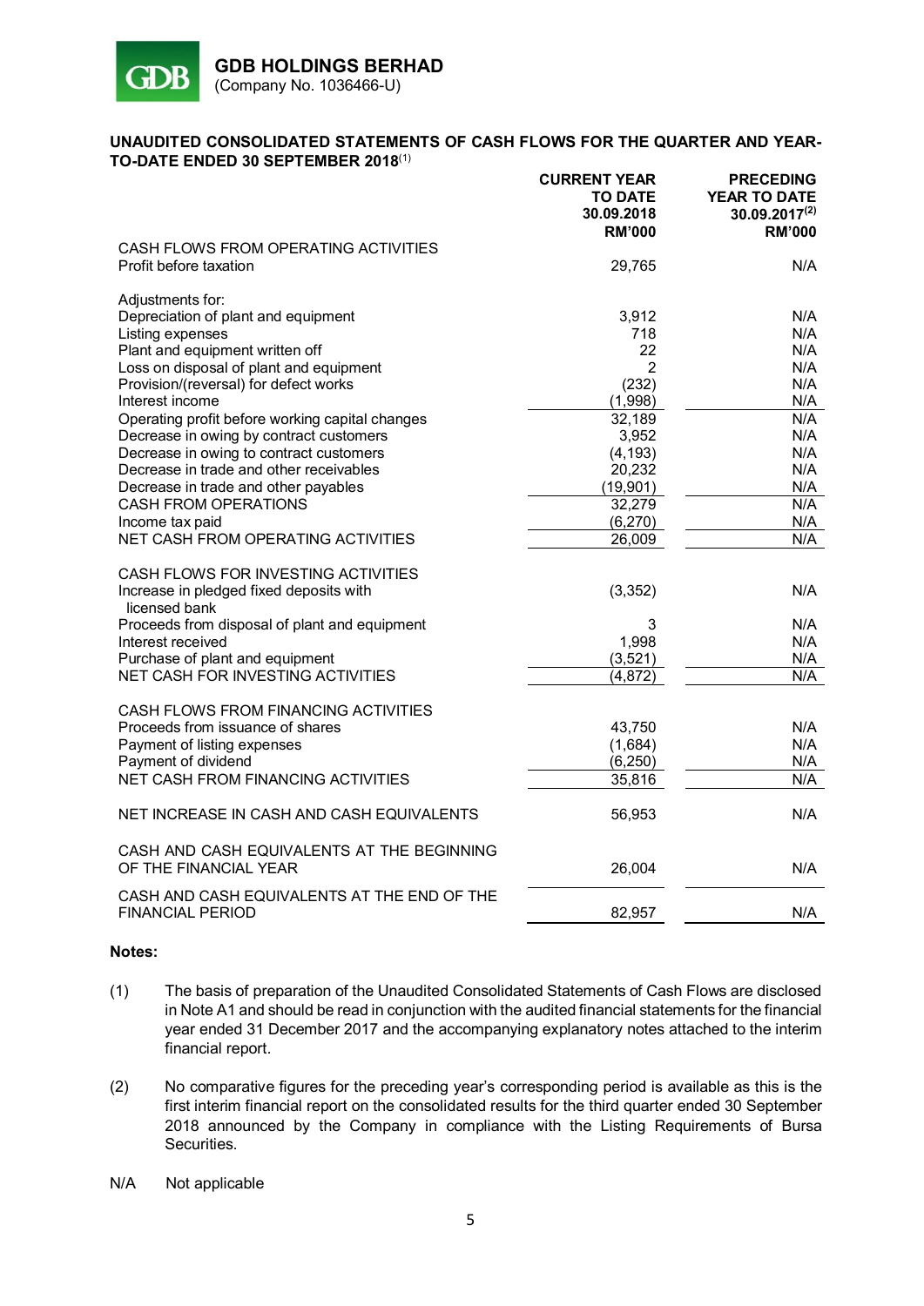**GDB HOLDINGS BERHAD**
(Company No. 1036466-U)

## UNAUDITED CONSOLIDATED STATEMENTS OF CASH FLOWS FOR THE QUARTER AND YEAR-TO-DATE ENDED 30 SEPTEMBER 2018[1]

| | CURRENT YEAR TO DATE 30.09.2018 RM'000 | PRECEDING YEAR TO DATE 30.09.2017[2] RM'000 |
|---|---|---|
| CASH FLOWS FROM OPERATING ACTIVITIES | | |
| Profit before taxation | 29,765 | N/A |
| | | |
| Adjustments for: | | |
| Depreciation of plant and equipment | 3,912 | N/A |
| Listing expenses | 718 | N/A |
| Plant and equipment written off | 22 | N/A |
| Loss on disposal of plant and equipment | 2 | N/A |
| Provision/(reversal) for defect works | (232) | N/A |
| Interest income | (1,998) | N/A |
| Operating profit before working capital changes | 32,189 | N/A |
| Decrease in owing by contract customers | 3,952 | N/A |
| Decrease in owing to contract customers | (4,193) | N/A |
| Decrease in trade and other receivables | 20,232 | N/A |
| Decrease in trade and other payables | (19,901) | N/A |
| CASH FROM OPERATIONS | 32,279 | N/A |
| Income tax paid | (6,270) | N/A |
| NET CASH FROM OPERATING ACTIVITIES | 26,009 | N/A |
| | | |
| CASH FLOWS FOR INVESTING ACTIVITIES | | |
| Increase in pledged fixed deposits with licensed bank | (3,352) | N/A |
| Proceeds from disposal of plant and equipment | 3 | N/A |
| Interest received | 1,998 | N/A |
| Purchase of plant and equipment | (3,521) | N/A |
| NET CASH FOR INVESTING ACTIVITIES | (4,872) | N/A |
| | | |
| CASH FLOWS FROM FINANCING ACTIVITIES | | |
| Proceeds from issuance of shares | 43,750 | N/A |
| Payment of listing expenses | (1,684) | N/A |
| Payment of dividend | (6,250) | N/A |
| NET CASH FROM FINANCING ACTIVITIES | 35,816 | N/A |
| | | |
| NET INCREASE IN CASH AND CASH EQUIVALENTS | 56,953 | N/A |
| | | |
| CASH AND CASH EQUIVALENTS AT THE BEGINNING OF THE FINANCIAL YEAR | 26,004 | N/A |
| | | |
| CASH AND CASH EQUIVALENTS AT THE END OF THE FINANCIAL PERIOD | 82,957 | N/A |

**Notes:**

(1) The basis of preparation of the Unaudited Consolidated Statements of Cash Flows are disclosed in Note A1 and should be read in conjunction with the audited financial statements for the financial year ended 31 December 2017 and the accompanying explanatory notes attached to the interim financial report.

(2) No comparative figures for the preceding year's corresponding period is available as this is the first interim financial report on the consolidated results for the third quarter ended 30 September 2018 announced by the Company in compliance with the Listing Requirements of Bursa Securities.

N/A Not applicable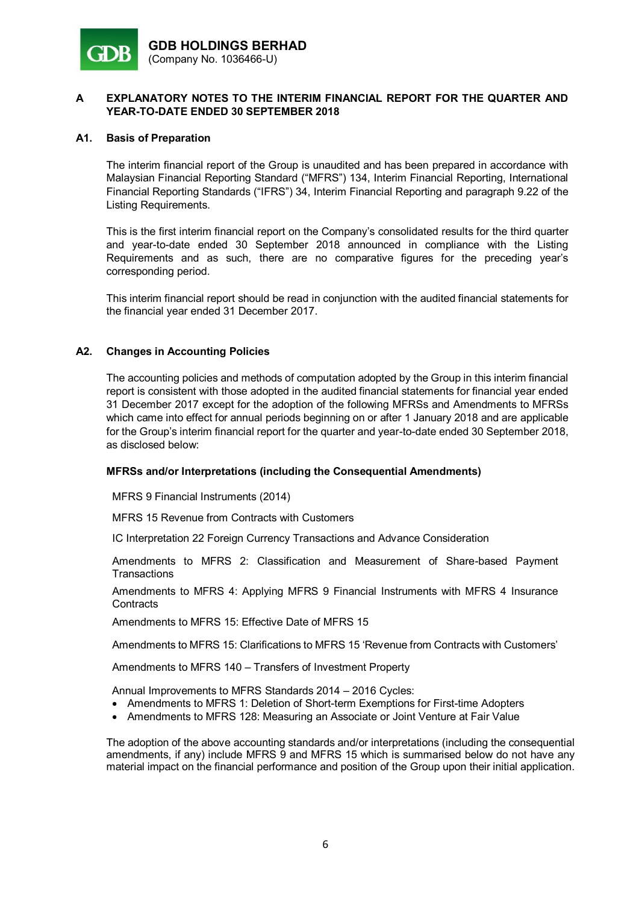## A EXPLANATORY NOTES TO THE INTERIM FINANCIAL REPORT FOR THE QUARTER AND YEAR-TO-DATE ENDED 30 SEPTEMBER 2018

### A1. Basis of Preparation

The interim financial report of the Group is unaudited and has been prepared in accordance with Malaysian Financial Reporting Standard ("MFRS") 134, Interim Financial Reporting, International Financial Reporting Standards ("IFRS") 34, Interim Financial Reporting and paragraph 9.22 of the Listing Requirements.

This is the first interim financial report on the Company's consolidated results for the third quarter and year-to-date ended 30 September 2018 announced in compliance with the Listing Requirements and as such, there are no comparative figures for the preceding year's corresponding period.

This interim financial report should be read in conjunction with the audited financial statements for the financial year ended 31 December 2017.

### A2. Changes in Accounting Policies

The accounting policies and methods of computation adopted by the Group in this interim financial report is consistent with those adopted in the audited financial statements for financial year ended 31 December 2017 except for the adoption of the following MFRSs and Amendments to MFRSs which came into effect for annual periods beginning on or after 1 January 2018 and are applicable for the Group's interim financial report for the quarter and year-to-date ended 30 September 2018, as disclosed below:

**MFRSs and/or Interpretations (including the Consequential Amendments)**

MFRS 9 Financial Instruments (2014)

MFRS 15 Revenue from Contracts with Customers

IC Interpretation 22 Foreign Currency Transactions and Advance Consideration

Amendments to MFRS 2: Classification and Measurement of Share-based Payment Transactions

Amendments to MFRS 4: Applying MFRS 9 Financial Instruments with MFRS 4 Insurance Contracts

Amendments to MFRS 15: Effective Date of MFRS 15

Amendments to MFRS 15: Clarifications to MFRS 15 'Revenue from Contracts with Customers'

Amendments to MFRS 140 – Transfers of Investment Property

Annual Improvements to MFRS Standards 2014 – 2016 Cycles:

- Amendments to MFRS 1: Deletion of Short-term Exemptions for First-time Adopters
- Amendments to MFRS 128: Measuring an Associate or Joint Venture at Fair Value

The adoption of the above accounting standards and/or interpretations (including the consequential amendments, if any) include MFRS 9 and MFRS 15 which is summarised below do not have any material impact on the financial performance and position of the Group upon their initial application.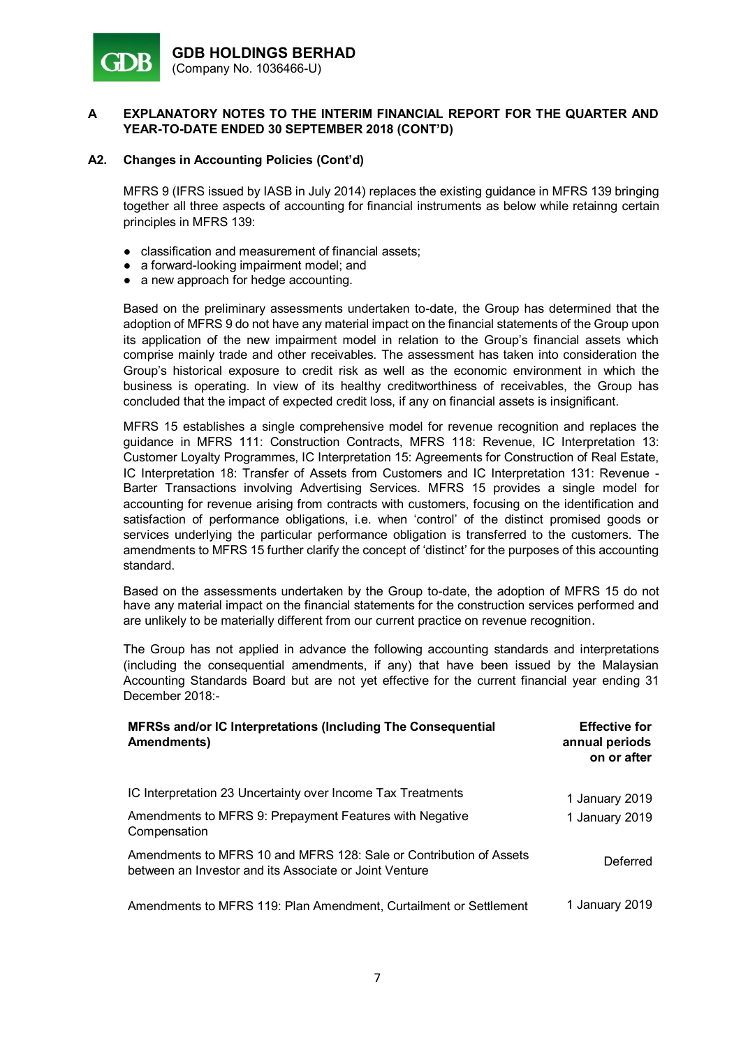## A EXPLANATORY NOTES TO THE INTERIM FINANCIAL REPORT FOR THE QUARTER AND YEAR-TO-DATE ENDED 30 SEPTEMBER 2018 (CONT'D)

### A2. Changes in Accounting Policies (Cont'd)

MFRS 9 (IFRS issued by IASB in July 2014) replaces the existing guidance in MFRS 139 bringing together all three aspects of accounting for financial instruments as below while retainng certain principles in MFRS 139:

- classification and measurement of financial assets;
- a forward-looking impairment model; and
- a new approach for hedge accounting.

Based on the preliminary assessments undertaken to-date, the Group has determined that the adoption of MFRS 9 do not have any material impact on the financial statements of the Group upon its application of the new impairment model in relation to the Group's financial assets which comprise mainly trade and other receivables. The assessment has taken into consideration the Group's historical exposure to credit risk as well as the economic environment in which the business is operating. In view of its healthy creditworthiness of receivables, the Group has concluded that the impact of expected credit loss, if any on financial assets is insignificant.

MFRS 15 establishes a single comprehensive model for revenue recognition and replaces the guidance in MFRS 111: Construction Contracts, MFRS 118: Revenue, IC Interpretation 13: Customer Loyalty Programmes, IC Interpretation 15: Agreements for Construction of Real Estate, IC Interpretation 18: Transfer of Assets from Customers and IC Interpretation 131: Revenue - Barter Transactions involving Advertising Services. MFRS 15 provides a single model for accounting for revenue arising from contracts with customers, focusing on the identification and satisfaction of performance obligations, i.e. when 'control' of the distinct promised goods or services underlying the particular performance obligation is transferred to the customers. The amendments to MFRS 15 further clarify the concept of 'distinct' for the purposes of this accounting standard.

Based on the assessments undertaken by the Group to-date, the adoption of MFRS 15 do not have any material impact on the financial statements for the construction services performed and are unlikely to be materially different from our current practice on revenue recognition.

The Group has not applied in advance the following accounting standards and interpretations (including the consequential amendments, if any) that have been issued by the Malaysian Accounting Standards Board but are not yet effective for the current financial year ending 31 December 2018:-

| MFRSs and/or IC Interpretations (Including The Consequential Amendments) | Effective for annual periods on or after |
|---|---|
| IC Interpretation 23 Uncertainty over Income Tax Treatments | 1 January 2019 |
| Amendments to MFRS 9: Prepayment Features with Negative Compensation | 1 January 2019 |
| Amendments to MFRS 10 and MFRS 128: Sale or Contribution of Assets between an Investor and its Associate or Joint Venture | Deferred |
| Amendments to MFRS 119: Plan Amendment, Curtailment or Settlement | 1 January 2019 |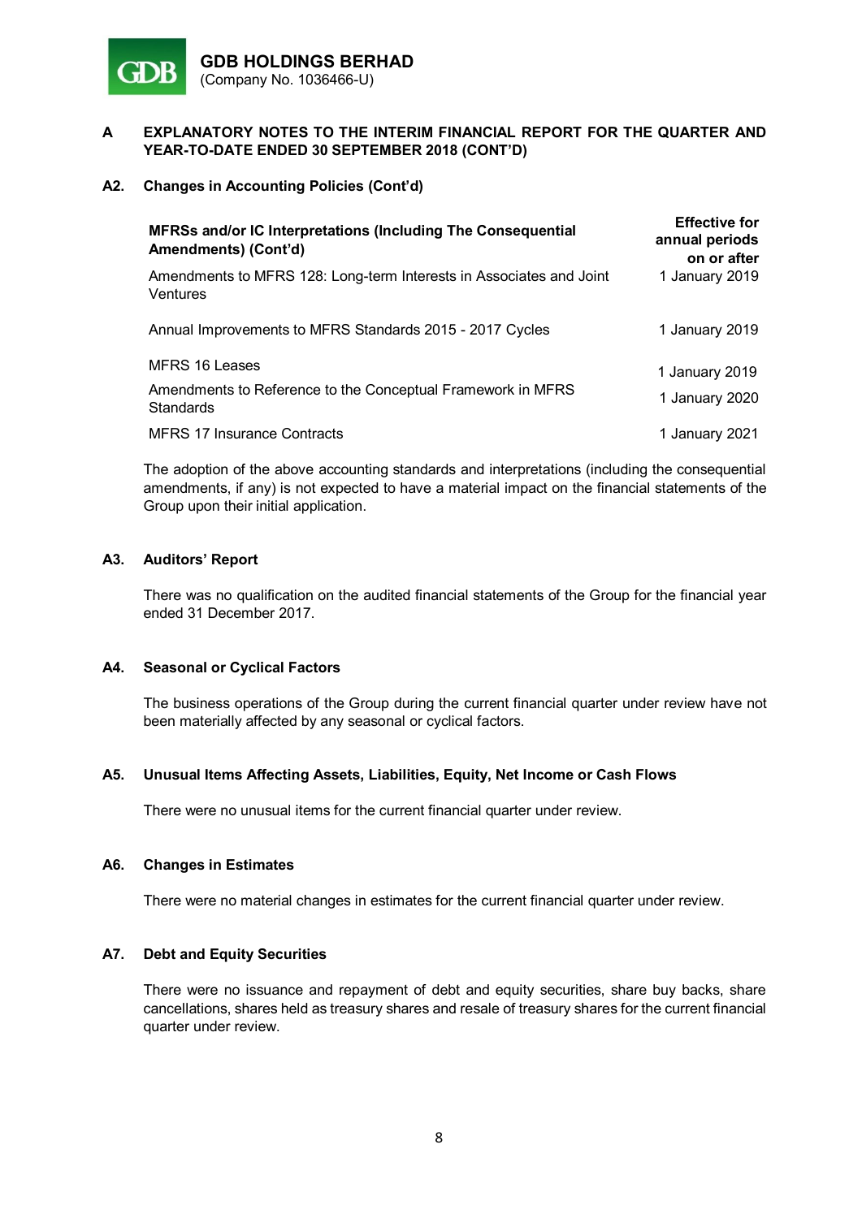## A EXPLANATORY NOTES TO THE INTERIM FINANCIAL REPORT FOR THE QUARTER AND YEAR-TO-DATE ENDED 30 SEPTEMBER 2018 (CONT'D)

### A2. Changes in Accounting Policies (Cont'd)

| MFRSs and/or IC Interpretations (Including The Consequential Amendments) (Cont'd) | Effective for annual periods on or after |
|---|---|
| Amendments to MFRS 128: Long-term Interests in Associates and Joint Ventures | 1 January 2019 |
| Annual Improvements to MFRS Standards 2015 - 2017 Cycles | 1 January 2019 |
| MFRS 16 Leases | 1 January 2019 |
| Amendments to Reference to the Conceptual Framework in MFRS Standards | 1 January 2020 |
| MFRS 17 Insurance Contracts | 1 January 2021 |

The adoption of the above accounting standards and interpretations (including the consequential amendments, if any) is not expected to have a material impact on the financial statements of the Group upon their initial application.

### A3. Auditors' Report

There was no qualification on the audited financial statements of the Group for the financial year ended 31 December 2017.

### A4. Seasonal or Cyclical Factors

The business operations of the Group during the current financial quarter under review have not been materially affected by any seasonal or cyclical factors.

### A5. Unusual Items Affecting Assets, Liabilities, Equity, Net Income or Cash Flows

There were no unusual items for the current financial quarter under review.

### A6. Changes in Estimates

There were no material changes in estimates for the current financial quarter under review.

### A7. Debt and Equity Securities

There were no issuance and repayment of debt and equity securities, share buy backs, share cancellations, shares held as treasury shares and resale of treasury shares for the current financial quarter under review.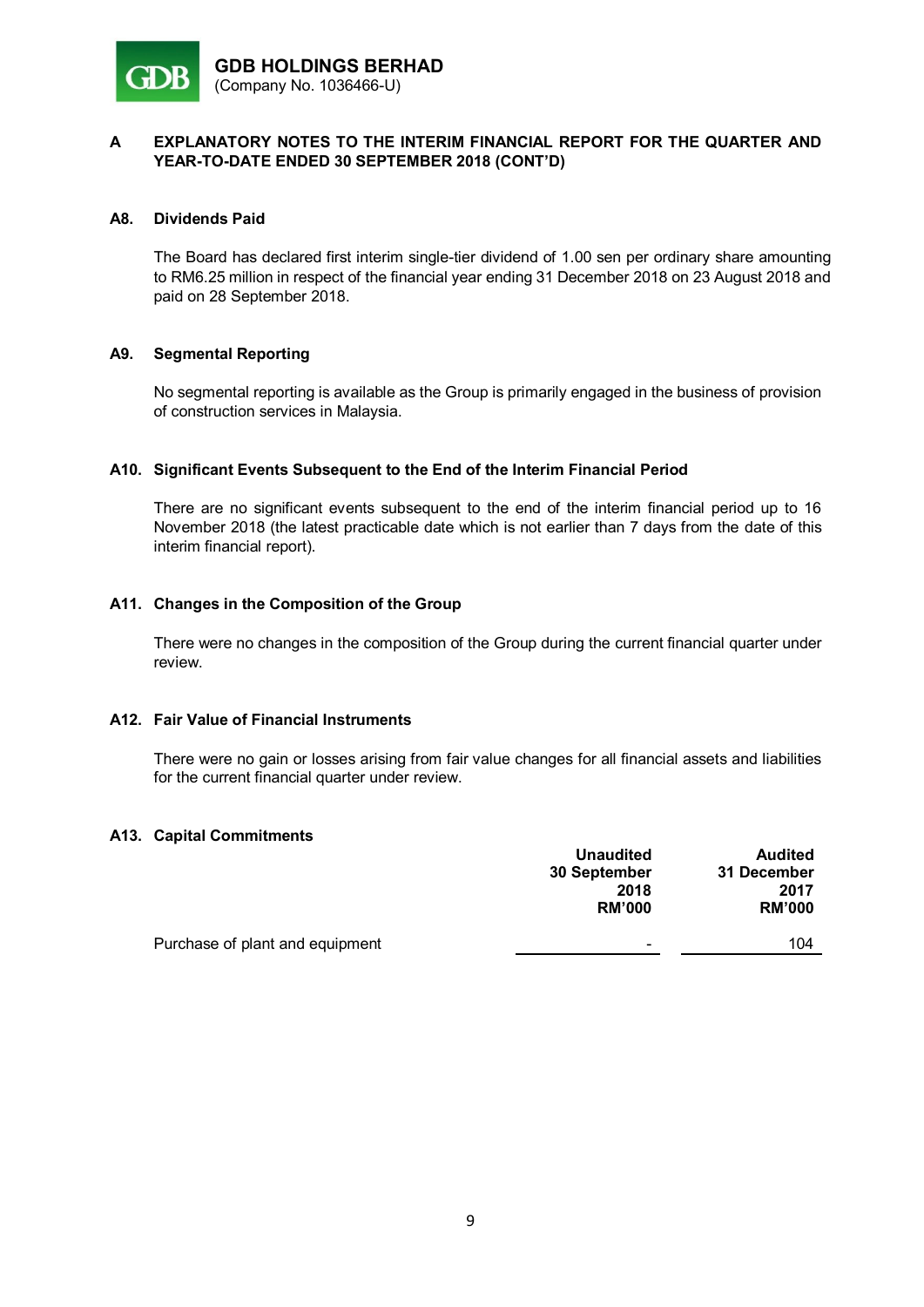**GDB HOLDINGS BERHAD**
(Company No. 1036466-U)

## A EXPLANATORY NOTES TO THE INTERIM FINANCIAL REPORT FOR THE QUARTER AND YEAR-TO-DATE ENDED 30 SEPTEMBER 2018 (CONT'D)

### A8. Dividends Paid

The Board has declared first interim single-tier dividend of 1.00 sen per ordinary share amounting to RM6.25 million in respect of the financial year ending 31 December 2018 on 23 August 2018 and paid on 28 September 2018.

### A9. Segmental Reporting

No segmental reporting is available as the Group is primarily engaged in the business of provision of construction services in Malaysia.

### A10. Significant Events Subsequent to the End of the Interim Financial Period

There are no significant events subsequent to the end of the interim financial period up to 16 November 2018 (the latest practicable date which is not earlier than 7 days from the date of this interim financial report).

### A11. Changes in the Composition of the Group

There were no changes in the composition of the Group during the current financial quarter under review.

### A12. Fair Value of Financial Instruments

There were no gain or losses arising from fair value changes for all financial assets and liabilities for the current financial quarter under review.

### A13. Capital Commitments

| | Unaudited 30 September 2018 RM'000 | Audited 31 December 2017 RM'000 |
|---|---|---|
| Purchase of plant and equipment | - | 104 |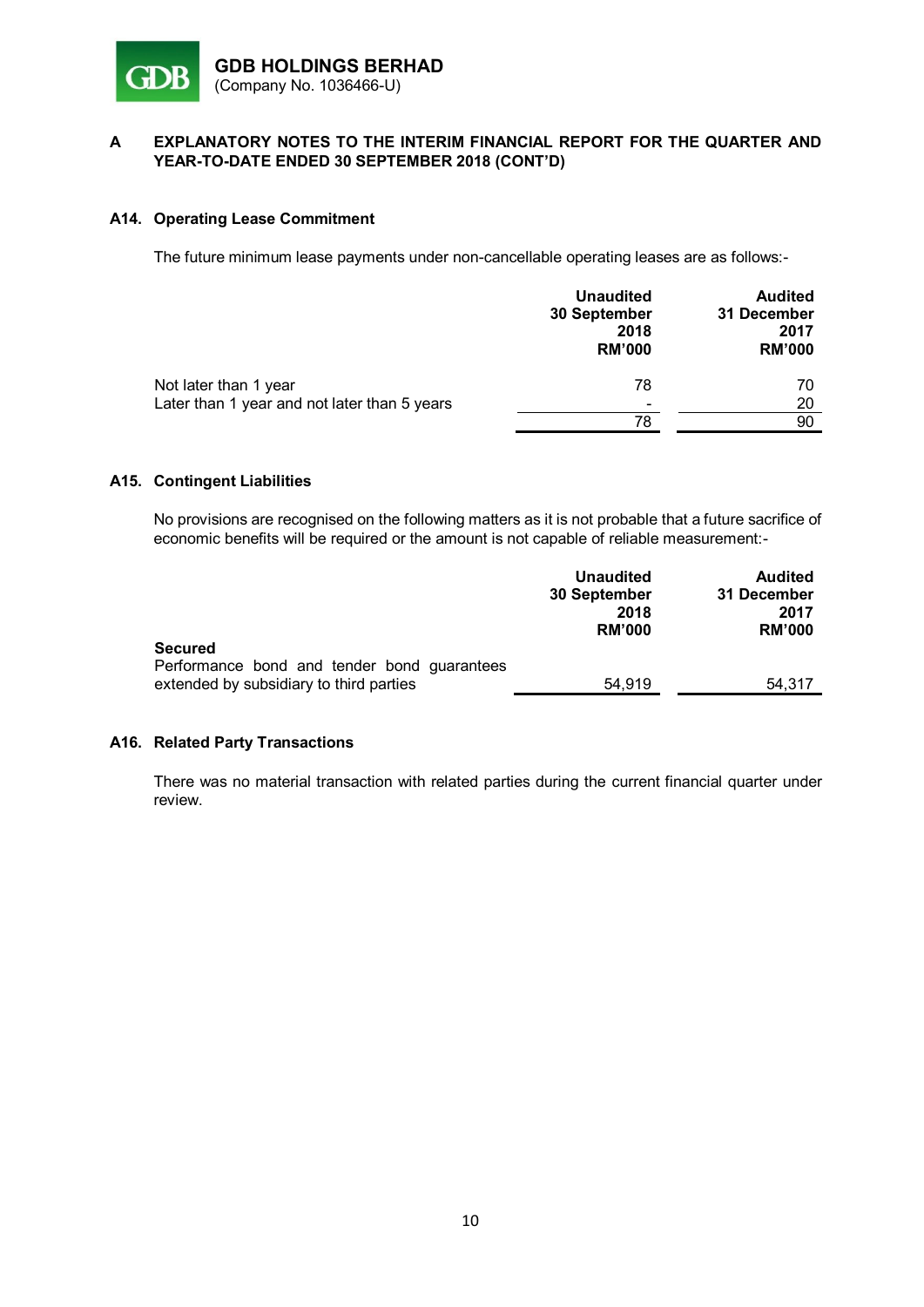# A EXPLANATORY NOTES TO THE INTERIM FINANCIAL REPORT FOR THE QUARTER AND YEAR-TO-DATE ENDED 30 SEPTEMBER 2018 (CONT'D)

## A14. Operating Lease Commitment

The future minimum lease payments under non-cancellable operating leases are as follows:-

| | Unaudited 30 September 2018 RM'000 | Audited 31 December 2017 RM'000 |
|---|---|---|
| Not later than 1 year | 78 | 70 |
| Later than 1 year and not later than 5 years | - | 20 |
| | 78 | 90 |

## A15. Contingent Liabilities

No provisions are recognised on the following matters as it is not probable that a future sacrifice of economic benefits will be required or the amount is not capable of reliable measurement:-

| | Unaudited 30 September 2018 RM'000 | Audited 31 December 2017 RM'000 |
|---|---|---|
| **Secured** | | |
| Performance bond and tender bond guarantees extended by subsidiary to third parties | 54,919 | 54,317 |

## A16. Related Party Transactions

There was no material transaction with related parties during the current financial quarter under review.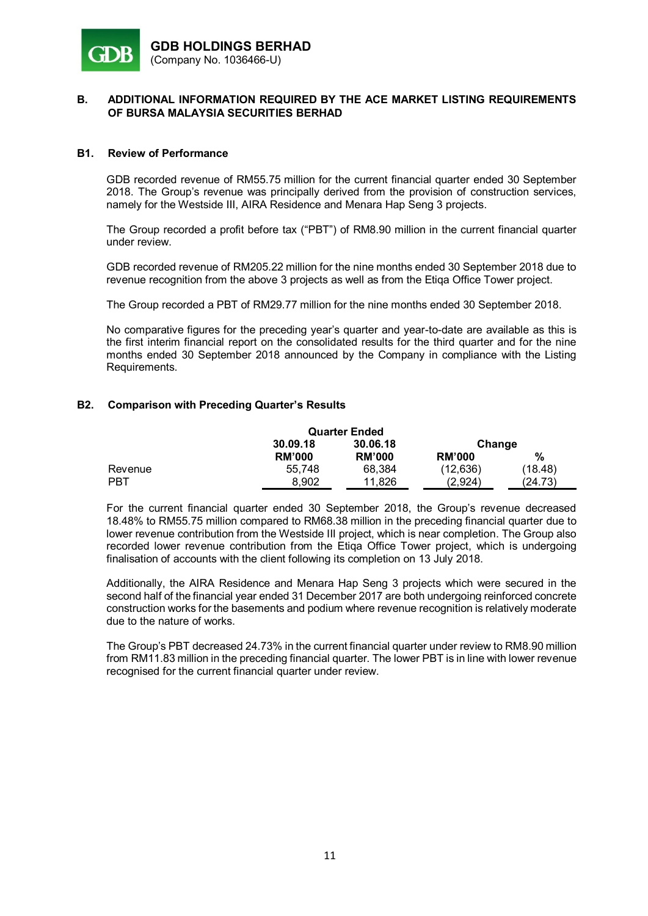**GDB HOLDINGS BERHAD**
(Company No. 1036466-U)

## B. ADDITIONAL INFORMATION REQUIRED BY THE ACE MARKET LISTING REQUIREMENTS OF BURSA MALAYSIA SECURITIES BERHAD

### B1. Review of Performance

GDB recorded revenue of RM55.75 million for the current financial quarter ended 30 September 2018. The Group's revenue was principally derived from the provision of construction services, namely for the Westside III, AIRA Residence and Menara Hap Seng 3 projects.

The Group recorded a profit before tax ("PBT") of RM8.90 million in the current financial quarter under review.

GDB recorded revenue of RM205.22 million for the nine months ended 30 September 2018 due to revenue recognition from the above 3 projects as well as from the Etiqa Office Tower project.

The Group recorded a PBT of RM29.77 million for the nine months ended 30 September 2018.

No comparative figures for the preceding year's quarter and year-to-date are available as this is the first interim financial report on the consolidated results for the third quarter and for the nine months ended 30 September 2018 announced by the Company in compliance with the Listing Requirements.

### B2. Comparison with Preceding Quarter's Results

| | Quarter Ended | | Change | |
|---|---|---|---|---|
| | 30.09.18 | 30.06.18 | | |
| | RM'000 | RM'000 | RM'000 | % |
| Revenue | 55,748 | 68,384 | (12,636) | (18.48) |
| PBT | 8,902 | 11,826 | (2,924) | (24.73) |

For the current financial quarter ended 30 September 2018, the Group's revenue decreased 18.48% to RM55.75 million compared to RM68.38 million in the preceding financial quarter due to lower revenue contribution from the Westside III project, which is near completion. The Group also recorded lower revenue contribution from the Etiqa Office Tower project, which is undergoing finalisation of accounts with the client following its completion on 13 July 2018.

Additionally, the AIRA Residence and Menara Hap Seng 3 projects which were secured in the second half of the financial year ended 31 December 2017 are both undergoing reinforced concrete construction works for the basements and podium where revenue recognition is relatively moderate due to the nature of works.

The Group's PBT decreased 24.73% in the current financial quarter under review to RM8.90 million from RM11.83 million in the preceding financial quarter. The lower PBT is in line with lower revenue recognised for the current financial quarter under review.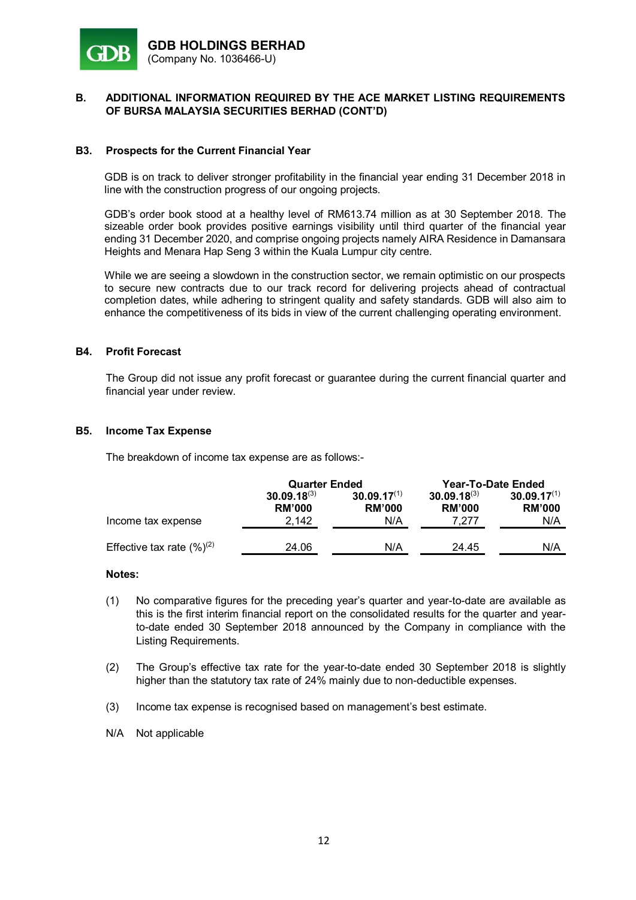**GDB HOLDINGS BERHAD**
(Company No. 1036466-U)

## B. ADDITIONAL INFORMATION REQUIRED BY THE ACE MARKET LISTING REQUIREMENTS OF BURSA MALAYSIA SECURITIES BERHAD (CONT'D)

### B3. Prospects for the Current Financial Year

GDB is on track to deliver stronger profitability in the financial year ending 31 December 2018 in line with the construction progress of our ongoing projects.

GDB's order book stood at a healthy level of RM613.74 million as at 30 September 2018. The sizeable order book provides positive earnings visibility until third quarter of the financial year ending 31 December 2020, and comprise ongoing projects namely AIRA Residence in Damansara Heights and Menara Hap Seng 3 within the Kuala Lumpur city centre.

While we are seeing a slowdown in the construction sector, we remain optimistic on our prospects to secure new contracts due to our track record for delivering projects ahead of contractual completion dates, while adhering to stringent quality and safety standards. GDB will also aim to enhance the competitiveness of its bids in view of the current challenging operating environment.

### B4. Profit Forecast

The Group did not issue any profit forecast or guarantee during the current financial quarter and financial year under review.

### B5. Income Tax Expense

The breakdown of income tax expense are as follows:-

| | Quarter Ended | | Year-To-Date Ended | |
|---|---|---|---|---|
| | **30.09.18**[3] | **30.09.17**[1] | **30.09.18**[3] | **30.09.17**[1] |
| | **RM'000** | **RM'000** | **RM'000** | **RM'000** |
| Income tax expense | 2,142 | N/A | 7,277 | N/A |
| Effective tax rate (%)[2] | 24.06 | N/A | 24.45 | N/A |

**Notes:**

(1) No comparative figures for the preceding year's quarter and year-to-date are available as this is the first interim financial report on the consolidated results for the quarter and year-to-date ended 30 September 2018 announced by the Company in compliance with the Listing Requirements.

(2) The Group's effective tax rate for the year-to-date ended 30 September 2018 is slightly higher than the statutory tax rate of 24% mainly due to non-deductible expenses.

(3) Income tax expense is recognised based on management's best estimate.

N/A Not applicable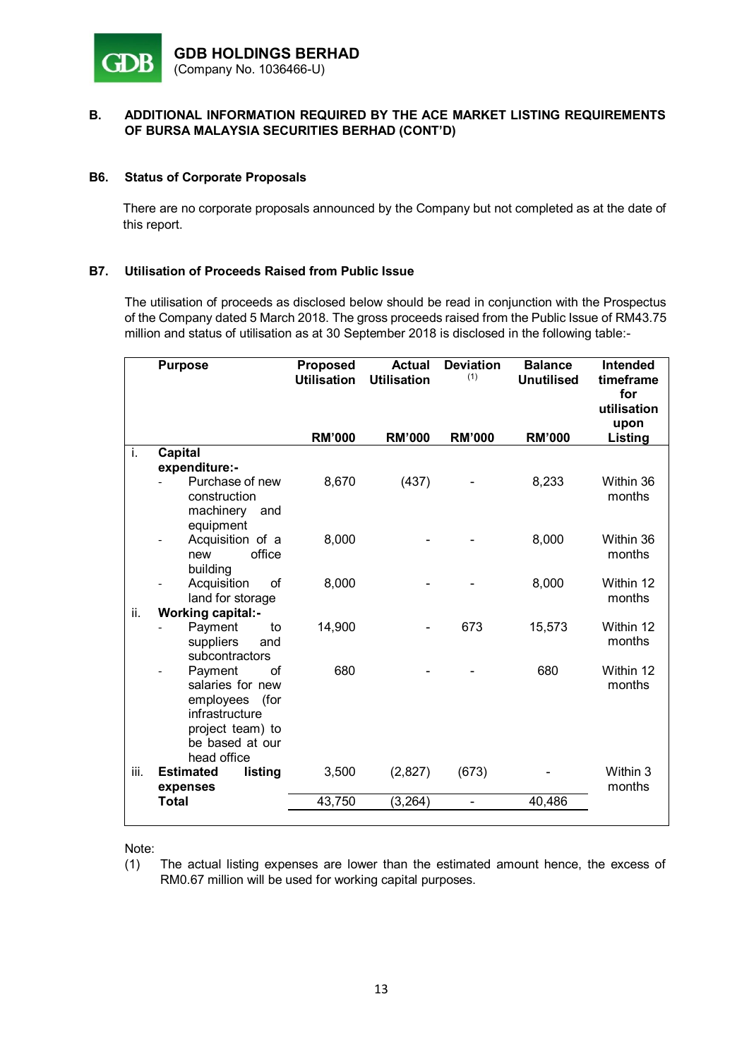**GDB HOLDINGS BERHAD**
(Company No. 1036466-U)

## B. ADDITIONAL INFORMATION REQUIRED BY THE ACE MARKET LISTING REQUIREMENTS OF BURSA MALAYSIA SECURITIES BERHAD (CONT'D)

### B6. Status of Corporate Proposals

There are no corporate proposals announced by the Company but not completed as at the date of this report.

### B7. Utilisation of Proceeds Raised from Public Issue

The utilisation of proceeds as disclosed below should be read in conjunction with the Prospectus of the Company dated 5 March 2018. The gross proceeds raised from the Public Issue of RM43.75 million and status of utilisation as at 30 September 2018 is disclosed in the following table:-

| | Purpose | Proposed Utilisation RM'000 | Actual Utilisation RM'000 | Deviation [(1)] RM'000 | Balance Unutilised RM'000 | Intended timeframe for utilisation upon Listing |
|---|---|---|---|---|---|---|
| i. | **Capital expenditure:-** | | | | | |
| | - Purchase of new construction machinery and equipment | 8,670 | (437) | - | 8,233 | Within 36 months |
| | - Acquisition of a new office building | 8,000 | - | - | 8,000 | Within 36 months |
| | - Acquisition of land for storage | 8,000 | - | - | 8,000 | Within 12 months |
| ii. | **Working capital:-** | | | | | |
| | - Payment to suppliers and subcontractors | 14,900 | - | 673 | 15,573 | Within 12 months |
| | - Payment of salaries for new employees (for infrastructure project team) to be based at our head office | 680 | - | - | 680 | Within 12 months |
| iii. | **Estimated listing expenses** | 3,500 | (2,827) | (673) | - | Within 3 months |
| | **Total** | 43,750 | (3,264) | - | 40,486 | |

Note:
(1) The actual listing expenses are lower than the estimated amount hence, the excess of RM0.67 million will be used for working capital purposes.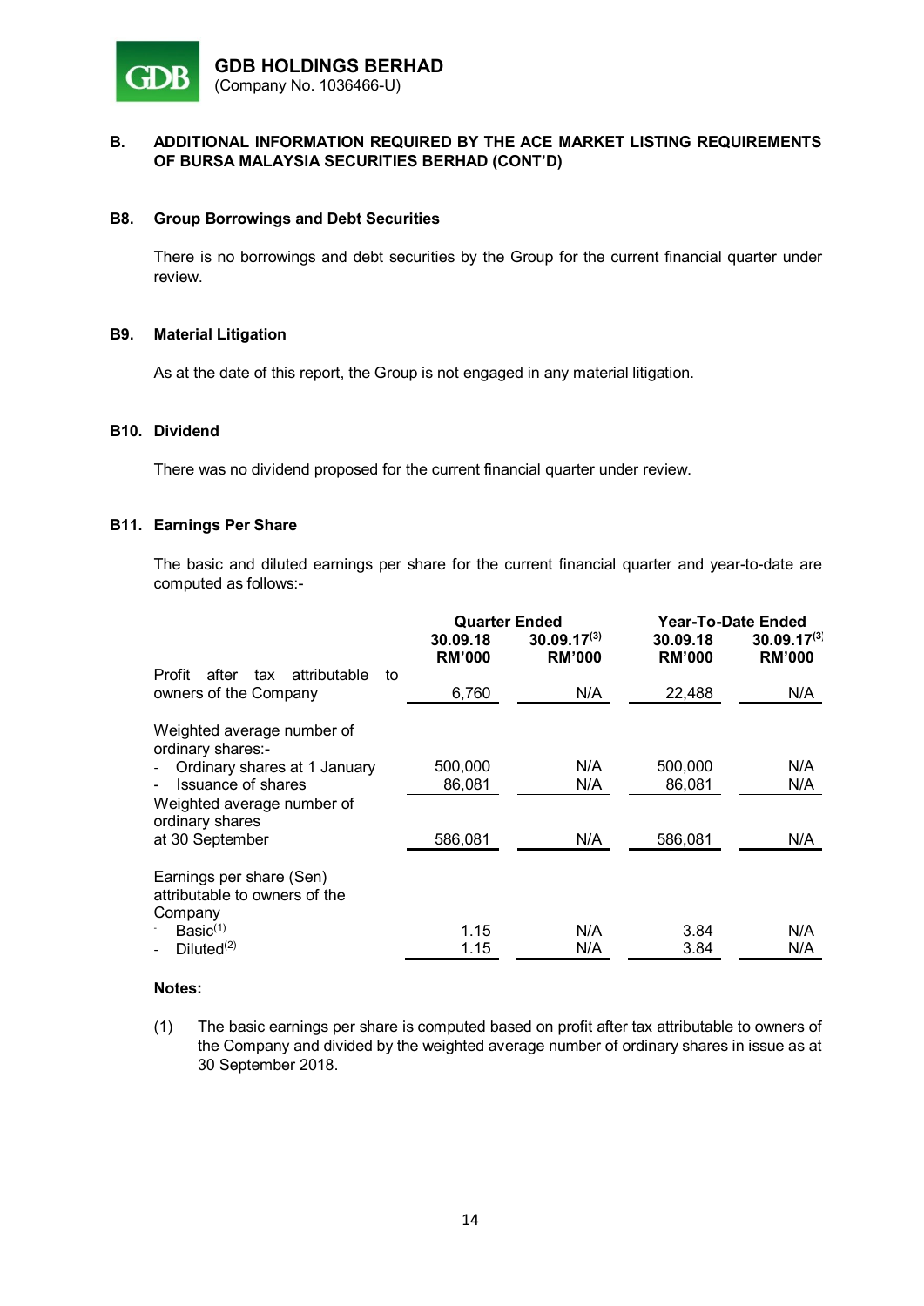GDB HOLDINGS BERHAD
(Company No. 1036466-U)

## B. ADDITIONAL INFORMATION REQUIRED BY THE ACE MARKET LISTING REQUIREMENTS OF BURSA MALAYSIA SECURITIES BERHAD (CONT'D)

### B8. Group Borrowings and Debt Securities

There is no borrowings and debt securities by the Group for the current financial quarter under review.

### B9. Material Litigation

As at the date of this report, the Group is not engaged in any material litigation.

### B10. Dividend

There was no dividend proposed for the current financial quarter under review.

### B11. Earnings Per Share

The basic and diluted earnings per share for the current financial quarter and year-to-date are computed as follows:-

| | Quarter Ended | | Year-To-Date Ended | |
|---|---|---|---|---|
| | 30.09.18 RM'000 | 30.09.17[3] RM'000 | 30.09.18 RM'000 | 30.09.17[3] RM'000 |
| Profit after tax attributable to owners of the Company | 6,760 | N/A | 22,488 | N/A |
| Weighted average number of ordinary shares:- | | | | |
| - Ordinary shares at 1 January | 500,000 | N/A | 500,000 | N/A |
| - Issuance of shares | 86,081 | N/A | 86,081 | N/A |
| Weighted average number of ordinary shares at 30 September | 586,081 | N/A | 586,081 | N/A |
| Earnings per share (Sen) attributable to owners of the Company | | | | |
| - Basic[1] | 1.15 | N/A | 3.84 | N/A |
| - Diluted[2] | 1.15 | N/A | 3.84 | N/A |

**Notes:**

(1) The basic earnings per share is computed based on profit after tax attributable to owners of the Company and divided by the weighted average number of ordinary shares in issue as at 30 September 2018.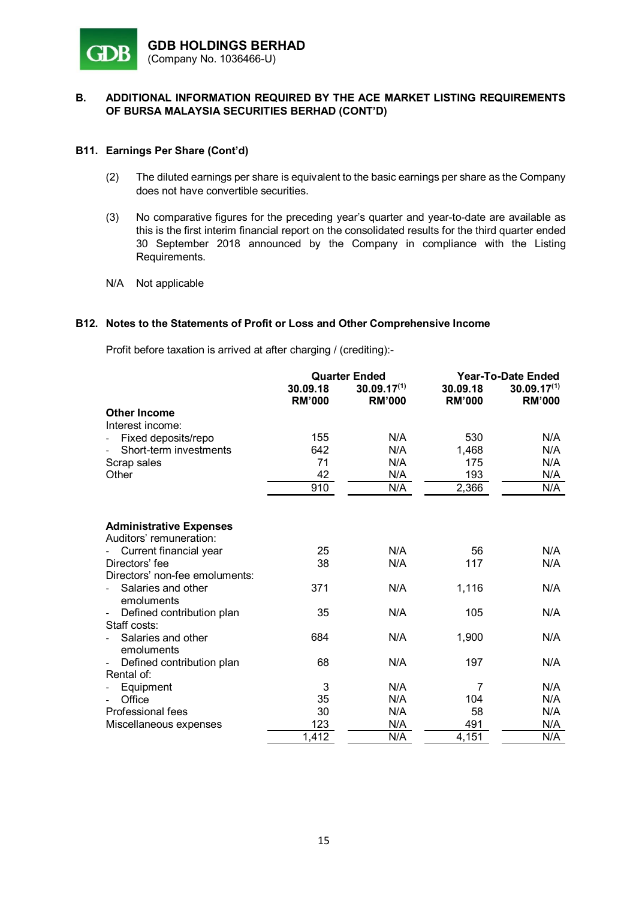**GDB HOLDINGS BERHAD**
(Company No. 1036466-U)

## B. ADDITIONAL INFORMATION REQUIRED BY THE ACE MARKET LISTING REQUIREMENTS OF BURSA MALAYSIA SECURITIES BERHAD (CONT'D)

### B11. Earnings Per Share (Cont'd)

(2) The diluted earnings per share is equivalent to the basic earnings per share as the Company does not have convertible securities.

(3) No comparative figures for the preceding year's quarter and year-to-date are available as this is the first interim financial report on the consolidated results for the third quarter ended 30 September 2018 announced by the Company in compliance with the Listing Requirements.

N/A Not applicable

### B12. Notes to the Statements of Profit or Loss and Other Comprehensive Income

Profit before taxation is arrived at after charging / (crediting):-

| | Quarter Ended | | Year-To-Date Ended | |
|---|---|---|---|---|
| | 30.09.18 RM'000 | 30.09.17[(1)] RM'000 | 30.09.18 RM'000 | 30.09.17[(1)] RM'000 |
| **Other Income** | | | | |
| Interest income: | | | | |
| - Fixed deposits/repo | 155 | N/A | 530 | N/A |
| - Short-term investments | 642 | N/A | 1,468 | N/A |
| Scrap sales | 71 | N/A | 175 | N/A |
| Other | 42 | N/A | 193 | N/A |
| | 910 | N/A | 2,366 | N/A |
| **Administrative Expenses** | | | | |
| Auditors' remuneration: | | | | |
| - Current financial year | 25 | N/A | 56 | N/A |
| Directors' fee | 38 | N/A | 117 | N/A |
| Directors' non-fee emoluments: | | | | |
| - Salaries and other emoluments | 371 | N/A | 1,116 | N/A |
| - Defined contribution plan | 35 | N/A | 105 | N/A |
| Staff costs: | | | | |
| - Salaries and other emoluments | 684 | N/A | 1,900 | N/A |
| - Defined contribution plan | 68 | N/A | 197 | N/A |
| Rental of: | | | | |
| - Equipment | 3 | N/A | 7 | N/A |
| - Office | 35 | N/A | 104 | N/A |
| Professional fees | 30 | N/A | 58 | N/A |
| Miscellaneous expenses | 123 | N/A | 491 | N/A |
| | 1,412 | N/A | 4,151 | N/A |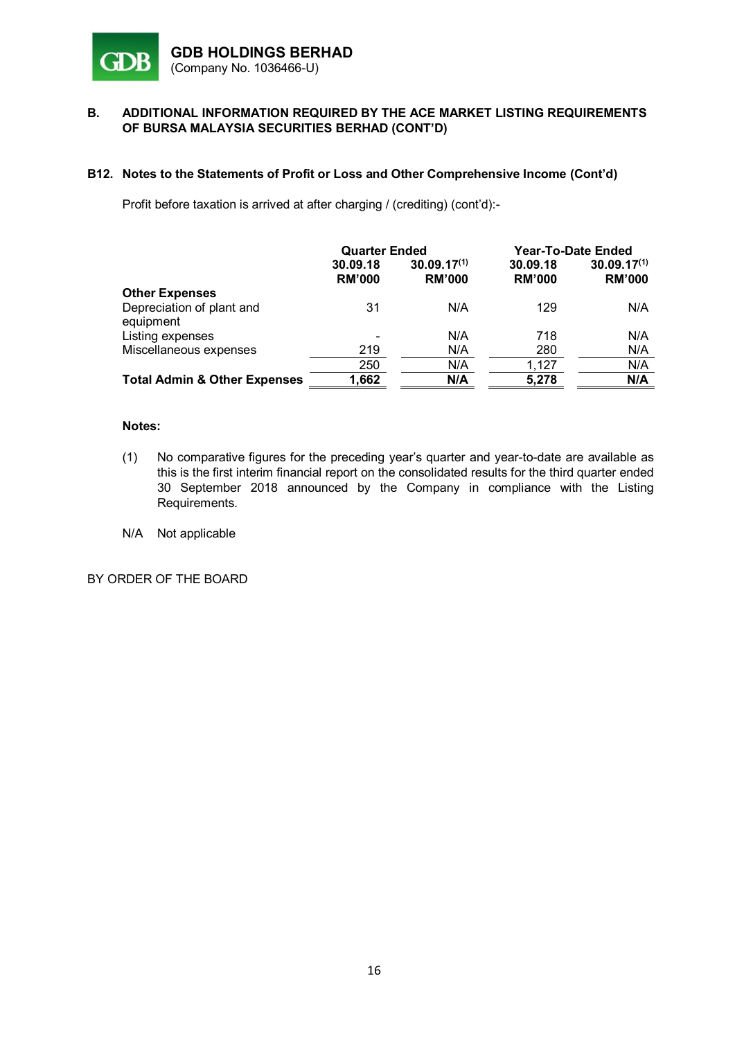**GDB HOLDINGS BERHAD**
(Company No. 1036466-U)

**B. ADDITIONAL INFORMATION REQUIRED BY THE ACE MARKET LISTING REQUIREMENTS OF BURSA MALAYSIA SECURITIES BERHAD (CONT'D)**

**B12. Notes to the Statements of Profit or Loss and Other Comprehensive Income (Cont'd)**

Profit before taxation is arrived at after charging / (crediting) (cont'd):-

| | Quarter Ended | | Year-To-Date Ended | |
|---|---|---|---|---|
| | **30.09.18** | **30.09.17[(1)]** | **30.09.18** | **30.09.17[(1)]** |
| | **RM'000** | **RM'000** | **RM'000** | **RM'000** |
| **Other Expenses** | | | | |
| Depreciation of plant and equipment | 31 | N/A | 129 | N/A |
| Listing expenses | - | N/A | 718 | N/A |
| Miscellaneous expenses | 219 | N/A | 280 | N/A |
| | 250 | N/A | 1,127 | N/A |
| **Total Admin & Other Expenses** | **1,662** | **N/A** | **5,278** | **N/A** |

**Notes:**

(1) No comparative figures for the preceding year's quarter and year-to-date are available as this is the first interim financial report on the consolidated results for the third quarter ended 30 September 2018 announced by the Company in compliance with the Listing Requirements.

N/A Not applicable

BY ORDER OF THE BOARD